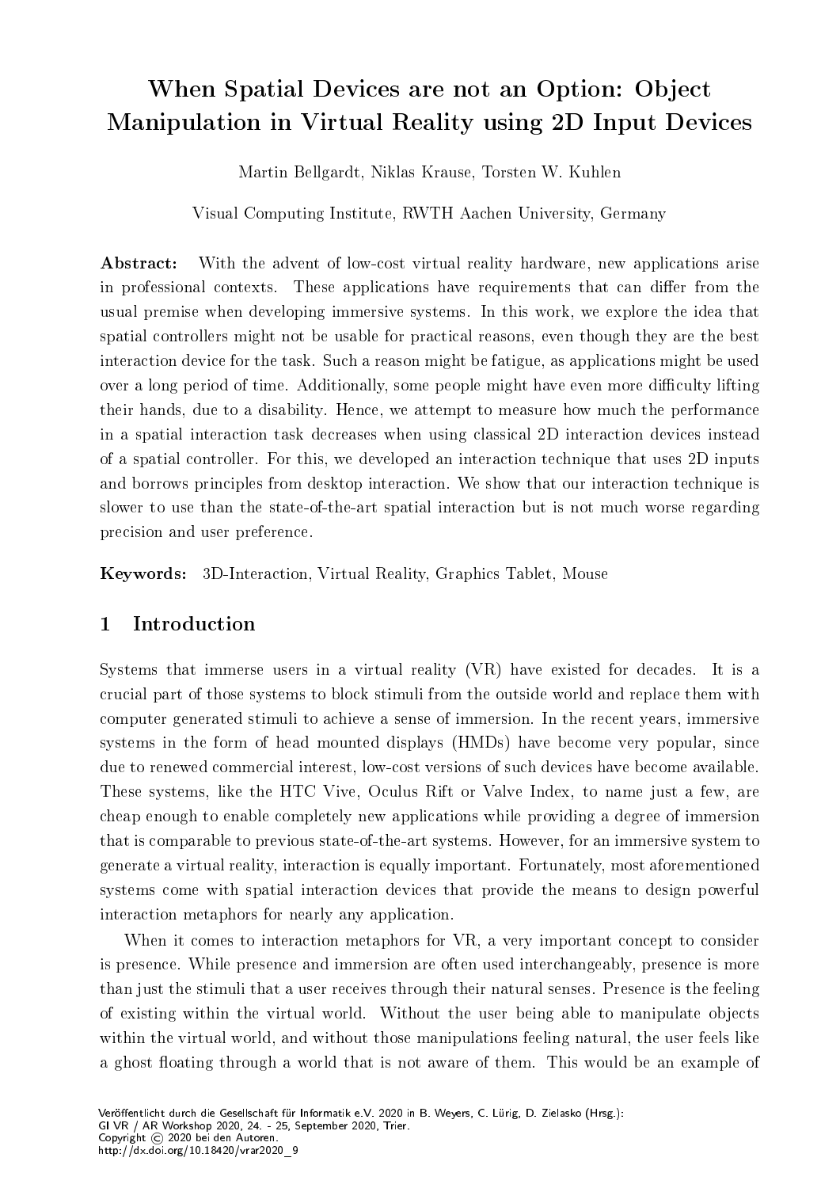# When Spatial Devices are not an Option: Object Manipulation in Virtual Reality using 2D Input Devices

Martin Bellgardt, Niklas Krause, Torsten W. Kuhlen

Visual Computing Institute, RWTH Aachen University, Germany

**Abstract:** With the advent of low-cost virtual reality hardware, new applications arise in professional contexts. These applications have requirements that can differ from the usual premise when developing immersive systems. In this work, we explore the idea that spatial controllers might not be usable for practical reasons, even though they are the best interaction device for the task. Such a reason might be fatigue, as applications might be used over a long period of time. Additionally, some people might have even more difficulty lifting their hands, due to a disability. Hence, we attempt to measure how much the performance in a spatial interaction task decreases when using classical 2D interaction devices instead of a spatial controller. For this, we developed an interaction technique that uses 2D inputs and borrows principles from desktop interaction. We show that our interaction technique is slower to use than the state-of-the-art spatial interaction but is not much worse regarding precision and user preference.

**Keywords:** 3D-Interaction, Virtual Reality, Graphics Tablet, Mouse

## 1 Introduction

Systems that immerse users in a virtual reality (VR) have existed for decades. It is a crucial part of those systems to block stimuli from the outside world and replace them with computer generated stimuli to achieve a sense of immersion. In the recent years, immersive systems in the form of head mounted displays (HMDs) have become very popular, since due to renewed commercial interest, low-cost versions of such devices have become available. These systems, like the HTC Vive, Oculus Rift or Valve Index, to name just a few, are cheap enough to enable completely new applications while providing a degree of immersion that is comparable to previous state-of-the-art systems. However, for an immersive system to generate a virtual reality, interaction is equally important. Fortunately, most aforementioned systems come with spatial interaction devices that provide the means to design powerful interaction metaphors for nearly any application.

When it comes to interaction metaphors for VR, a very important concept to consider is presence. While presence and immersion are often used interchangeably, presence is more than just the stimuli that a user receives through their natural senses. Presence is the feeling of existing within the virtual world. Without the user being able to manipulate objects within the virtual world, and without those manipulations feeling natural, the user feels like a ghost floating through a world that is not aware of them. This would be an example of

Veröffentlicht durch die Gesellschaft für Informatik e.V. 2020 in B. Weyers, C. Lürig, D. Zielasko (Hrsg.): GI VR / AR Workshop 2020, 24. - 25, September 2020, Trier.
Copyright © 2020 bei den Autoren.
http://dx.doi.org/10.18420/vrar2020_9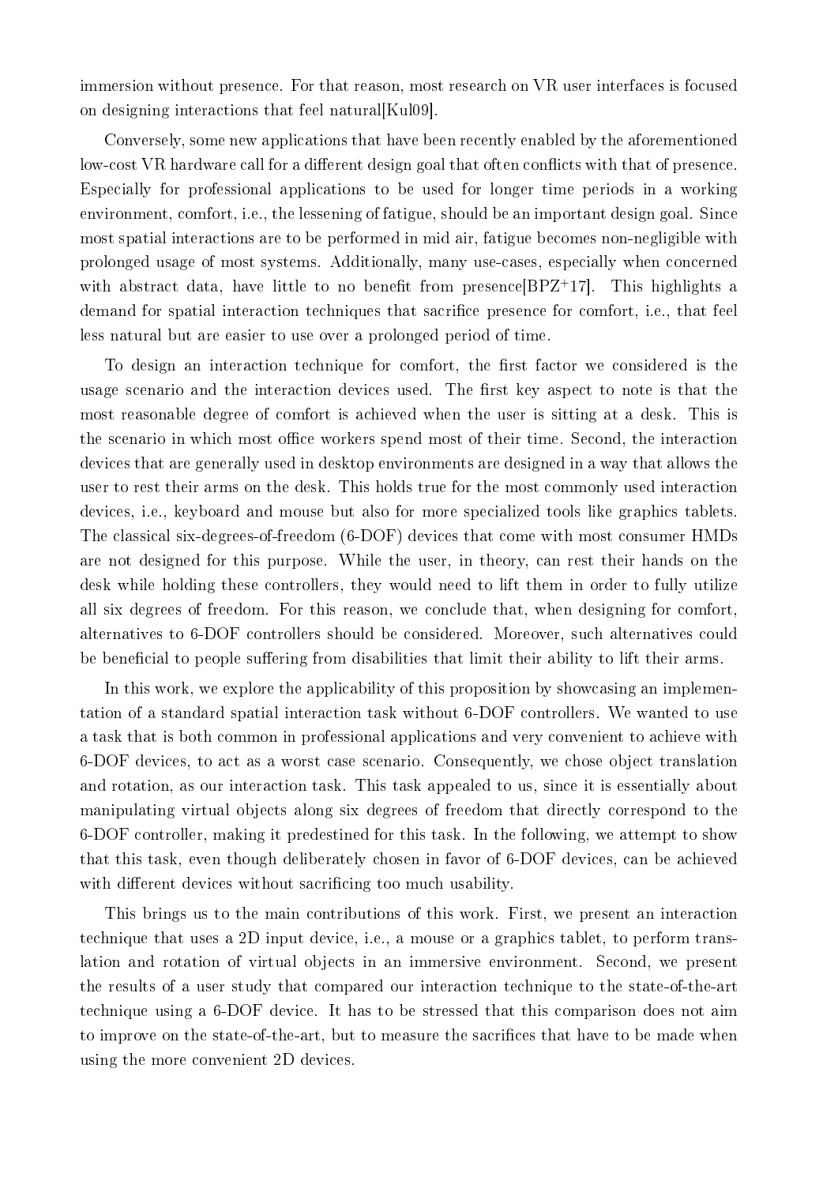immersion without presence. For that reason, most research on VR user interfaces is focused on designing interactions that feel natural[Kul09].

Conversely, some new applications that have been recently enabled by the aforementioned low-cost VR hardware call for a different design goal that often conflicts with that of presence. Especially for professional applications to be used for longer time periods in a working environment, comfort, i.e., the lessening of fatigue, should be an important design goal. Since most spatial interactions are to be performed in mid air, fatigue becomes non-negligible with prolonged usage of most systems. Additionally, many use-cases, especially when concerned with abstract data, have little to no benefit from presence[BPZ+17]. This highlights a demand for spatial interaction techniques that sacrifice presence for comfort, i.e., that feel less natural but are easier to use over a prolonged period of time.

To design an interaction technique for comfort, the first factor we considered is the usage scenario and the interaction devices used. The first key aspect to note is that the most reasonable degree of comfort is achieved when the user is sitting at a desk. This is the scenario in which most office workers spend most of their time. Second, the interaction devices that are generally used in desktop environments are designed in a way that allows the user to rest their arms on the desk. This holds true for the most commonly used interaction devices, i.e., keyboard and mouse but also for more specialized tools like graphics tablets. The classical six-degrees-of-freedom (6-DOF) devices that come with most consumer HMDs are not designed for this purpose. While the user, in theory, can rest their hands on the desk while holding these controllers, they would need to lift them in order to fully utilize all six degrees of freedom. For this reason, we conclude that, when designing for comfort, alternatives to 6-DOF controllers should be considered. Moreover, such alternatives could be beneficial to people suffering from disabilities that limit their ability to lift their arms.

In this work, we explore the applicability of this proposition by showcasing an implementation of a standard spatial interaction task without 6-DOF controllers. We wanted to use a task that is both common in professional applications and very convenient to achieve with 6-DOF devices, to act as a worst case scenario. Consequently, we chose object translation and rotation, as our interaction task. This task appealed to us, since it is essentially about manipulating virtual objects along six degrees of freedom that directly correspond to the 6-DOF controller, making it predestined for this task. In the following, we attempt to show that this task, even though deliberately chosen in favor of 6-DOF devices, can be achieved with different devices without sacrificing too much usability.

This brings us to the main contributions of this work. First, we present an interaction technique that uses a 2D input device, i.e., a mouse or a graphics tablet, to perform translation and rotation of virtual objects in an immersive environment. Second, we present the results of a user study that compared our interaction technique to the state-of-the-art technique using a 6-DOF device. It has to be stressed that this comparison does not aim to improve on the state-of-the-art, but to measure the sacrifices that have to be made when using the more convenient 2D devices.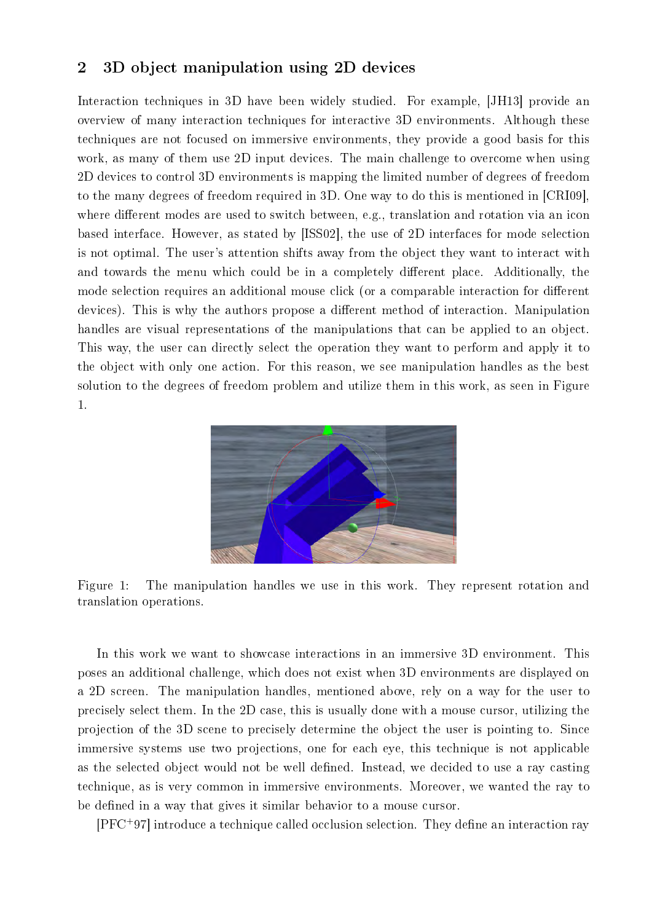## 2 3D object manipulation using 2D devices

Interaction techniques in 3D have been widely studied. For example, [JH13] provide an overview of many interaction techniques for interactive 3D environments. Although these techniques are not focused on immersive environments, they provide a good basis for this work, as many of them use 2D input devices. The main challenge to overcome when using 2D devices to control 3D environments is mapping the limited number of degrees of freedom to the many degrees of freedom required in 3D. One way to do this is mentioned in [CRI09], where different modes are used to switch between, e.g., translation and rotation via an icon based interface. However, as stated by [ISS02], the use of 2D interfaces for mode selection is not optimal. The user's attention shifts away from the object they want to interact with and towards the menu which could be in a completely different place. Additionally, the mode selection requires an additional mouse click (or a comparable interaction for different devices). This is why the authors propose a different method of interaction. Manipulation handles are visual representations of the manipulations that can be applied to an object. This way, the user can directly select the operation they want to perform and apply it to the object with only one action. For this reason, we see manipulation handles as the best solution to the degrees of freedom problem and utilize them in this work, as seen in Figure 1.

Figure 1: The manipulation handles we use in this work. They represent rotation and translation operations.

In this work we want to showcase interactions in an immersive 3D environment. This poses an additional challenge, which does not exist when 3D environments are displayed on a 2D screen. The manipulation handles, mentioned above, rely on a way for the user to precisely select them. In the 2D case, this is usually done with a mouse cursor, utilizing the projection of the 3D scene to precisely determine the object the user is pointing to. Since immersive systems use two projections, one for each eye, this technique is not applicable as the selected object would not be well defined. Instead, we decided to use a ray casting technique, as is very common in immersive environments. Moreover, we wanted the ray to be defined in a way that gives it similar behavior to a mouse cursor.

[PFC+97] introduce a technique called occlusion selection. They define an interaction ray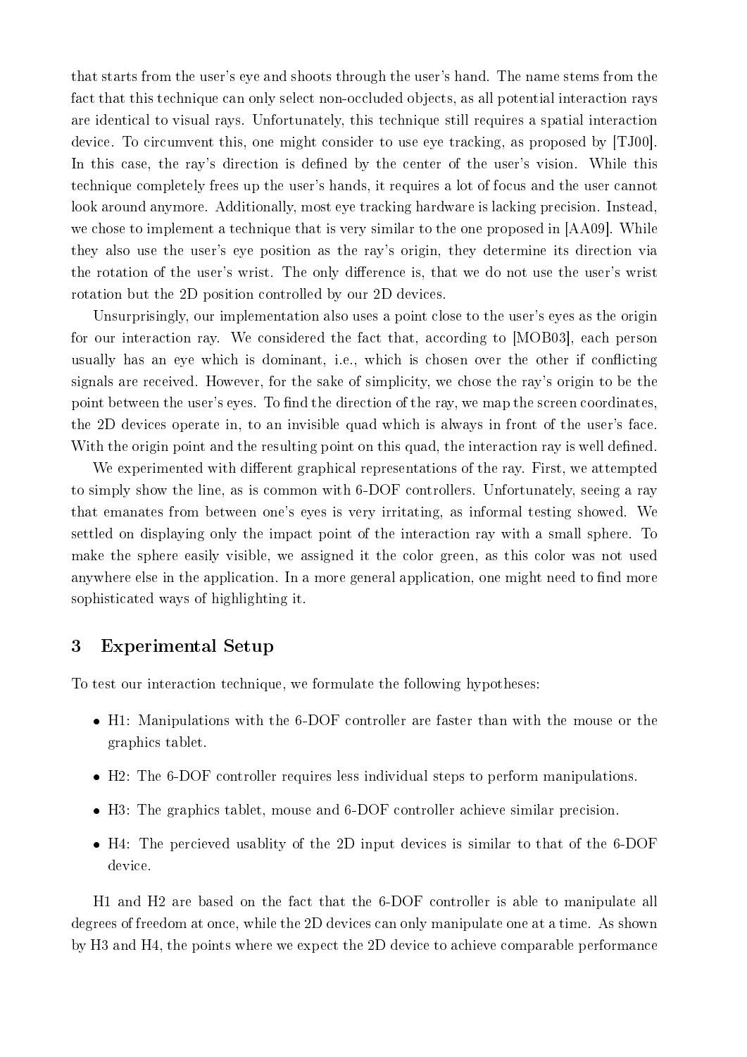that starts from the user's eye and shoots through the user's hand. The name stems from the fact that this technique can only select non-occluded objects, as all potential interaction rays are identical to visual rays. Unfortunately, this technique still requires a spatial interaction device. To circumvent this, one might consider to use eye tracking, as proposed by [TJ00]. In this case, the ray's direction is defined by the center of the user's vision. While this technique completely frees up the user's hands, it requires a lot of focus and the user cannot look around anymore. Additionally, most eye tracking hardware is lacking precision. Instead, we chose to implement a technique that is very similar to the one proposed in [AA09]. While they also use the user's eye position as the ray's origin, they determine its direction via the rotation of the user's wrist. The only difference is, that we do not use the user's wrist rotation but the 2D position controlled by our 2D devices.

Unsurprisingly, our implementation also uses a point close to the user's eyes as the origin for our interaction ray. We considered the fact that, according to [MOB03], each person usually has an eye which is dominant, i.e., which is chosen over the other if conflicting signals are received. However, for the sake of simplicity, we chose the ray's origin to be the point between the user's eyes. To find the direction of the ray, we map the screen coordinates, the 2D devices operate in, to an invisible quad which is always in front of the user's face. With the origin point and the resulting point on this quad, the interaction ray is well defined.

We experimented with different graphical representations of the ray. First, we attempted to simply show the line, as is common with 6-DOF controllers. Unfortunately, seeing a ray that emanates from between one's eyes is very irritating, as informal testing showed. We settled on displaying only the impact point of the interaction ray with a small sphere. To make the sphere easily visible, we assigned it the color green, as this color was not used anywhere else in the application. In a more general application, one might need to find more sophisticated ways of highlighting it.

## 3 Experimental Setup

To test our interaction technique, we formulate the following hypotheses:

- H1: Manipulations with the 6-DOF controller are faster than with the mouse or the graphics tablet.
- H2: The 6-DOF controller requires less individual steps to perform manipulations.
- H3: The graphics tablet, mouse and 6-DOF controller achieve similar precision.
- H4: The percieved usablity of the 2D input devices is similar to that of the 6-DOF device.

H1 and H2 are based on the fact that the 6-DOF controller is able to manipulate all degrees of freedom at once, while the 2D devices can only manipulate one at a time. As shown by H3 and H4, the points where we expect the 2D device to achieve comparable performance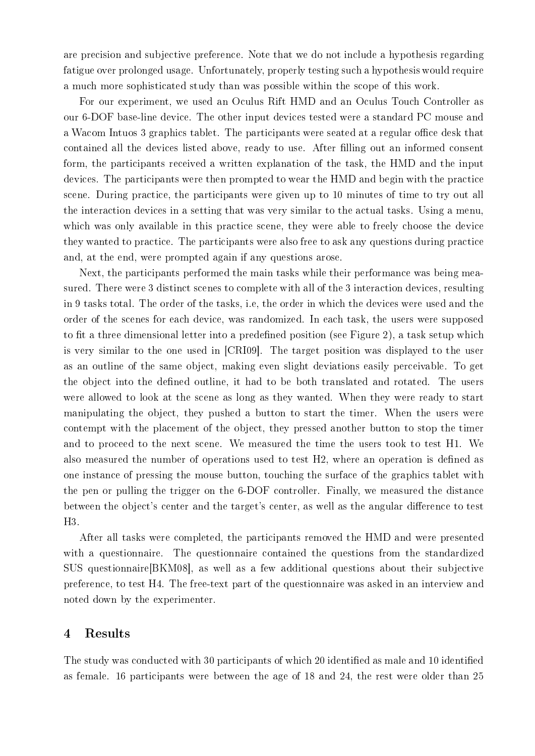are precision and subjective preference. Note that we do not include a hypothesis regarding fatigue over prolonged usage. Unfortunately, properly testing such a hypothesis would require a much more sophisticated study than was possible within the scope of this work.

For our experiment, we used an Oculus Rift HMD and an Oculus Touch Controller as our 6-DOF base-line device. The other input devices tested were a standard PC mouse and a Wacom Intuos 3 graphics tablet. The participants were seated at a regular office desk that contained all the devices listed above, ready to use. After filling out an informed consent form, the participants received a written explanation of the task, the HMD and the input devices. The participants were then prompted to wear the HMD and begin with the practice scene. During practice, the participants were given up to 10 minutes of time to try out all the interaction devices in a setting that was very similar to the actual tasks. Using a menu, which was only available in this practice scene, they were able to freely choose the device they wanted to practice. The participants were also free to ask any questions during practice and, at the end, were prompted again if any questions arose.

Next, the participants performed the main tasks while their performance was being measured. There were 3 distinct scenes to complete with all of the 3 interaction devices, resulting in 9 tasks total. The order of the tasks, i.e, the order in which the devices were used and the order of the scenes for each device, was randomized. In each task, the users were supposed to fit a three dimensional letter into a predefined position (see Figure 2), a task setup which is very similar to the one used in [CRI09]. The target position was displayed to the user as an outline of the same object, making even slight deviations easily perceivable. To get the object into the defined outline, it had to be both translated and rotated. The users were allowed to look at the scene as long as they wanted. When they were ready to start manipulating the object, they pushed a button to start the timer. When the users were contempt with the placement of the object, they pressed another button to stop the timer and to proceed to the next scene. We measured the time the users took to test H1. We also measured the number of operations used to test H2, where an operation is defined as one instance of pressing the mouse button, touching the surface of the graphics tablet with the pen or pulling the trigger on the 6-DOF controller. Finally, we measured the distance between the object's center and the target's center, as well as the angular difference to test H3.

After all tasks were completed, the participants removed the HMD and were presented with a questionnaire. The questionnaire contained the questions from the standardized SUS questionnaire[BKM08], as well as a few additional questions about their subjective preference, to test H4. The free-text part of the questionnaire was asked in an interview and noted down by the experimenter.

## 4 Results

The study was conducted with 30 participants of which 20 identified as male and 10 identified as female. 16 participants were between the age of 18 and 24, the rest were older than 25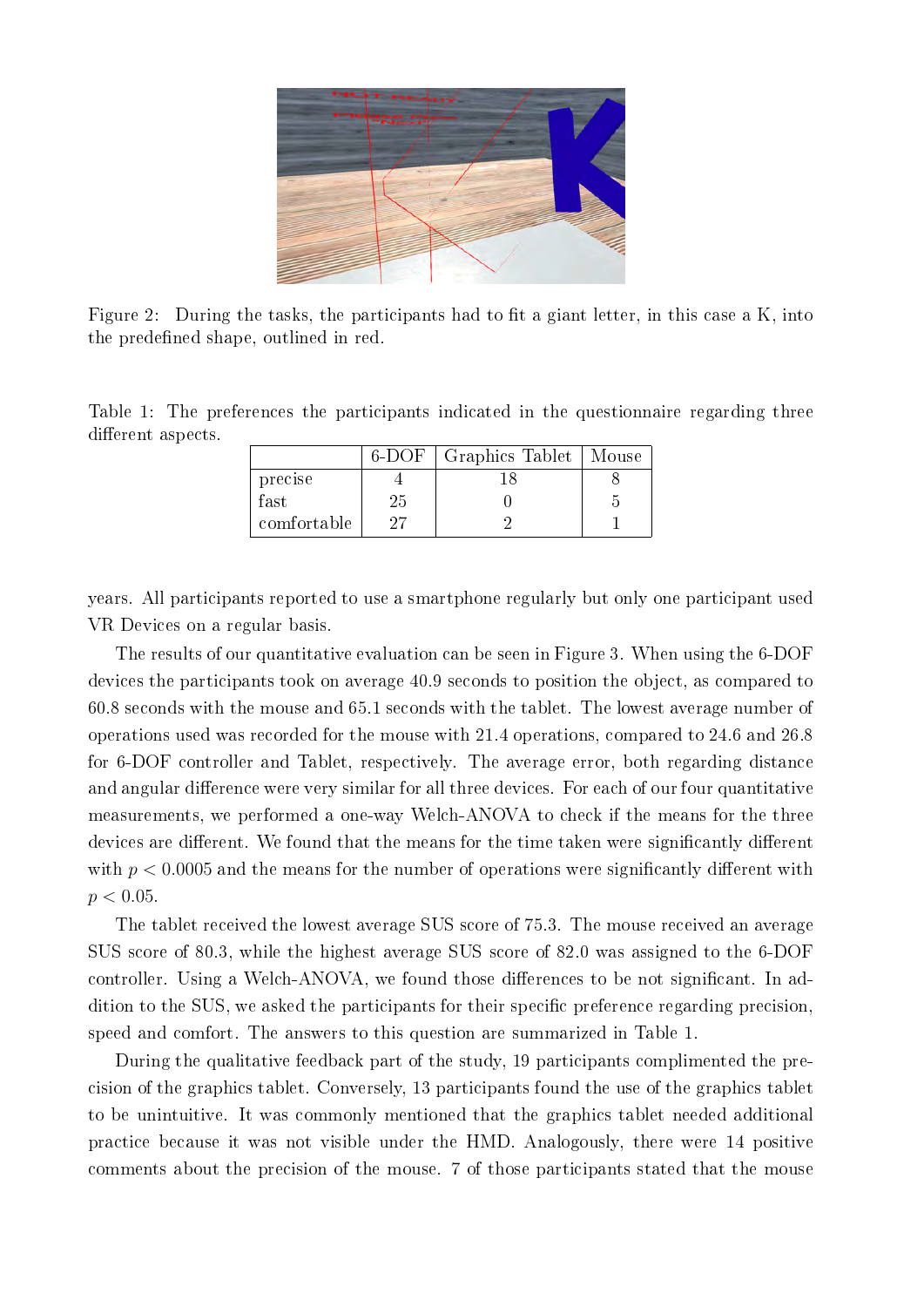Figure 2: During the tasks, the participants had to fit a giant letter, in this case a K, into the predefined shape, outlined in red.

Table 1: The preferences the participants indicated in the questionnaire regarding three different aspects.

| | 6-DOF | Graphics Tablet | Mouse |
|---|---|---|---|
| precise | 4 | 18 | 8 |
| fast | 25 | 0 | 5 |
| comfortable | 27 | 2 | 1 |

years. All participants reported to use a smartphone regularly but only one participant used VR Devices on a regular basis.

The results of our quantitative evaluation can be seen in Figure 3. When using the 6-DOF devices the participants took on average 40.9 seconds to position the object, as compared to 60.8 seconds with the mouse and 65.1 seconds with the tablet. The lowest average number of operations used was recorded for the mouse with 21.4 operations, compared to 24.6 and 26.8 for 6-DOF controller and Tablet, respectively. The average error, both regarding distance and angular difference were very similar for all three devices. For each of our four quantitative measurements, we performed a one-way Welch-ANOVA to check if the means for the three devices are different. We found that the means for the time taken were significantly different with $p < 0.0005$ and the means for the number of operations were significantly different with $p < 0.05$.

The tablet received the lowest average SUS score of 75.3. The mouse received an average SUS score of 80.3, while the highest average SUS score of 82.0 was assigned to the 6-DOF controller. Using a Welch-ANOVA, we found those differences to be not significant. In addition to the SUS, we asked the participants for their specific preference regarding precision, speed and comfort. The answers to this question are summarized in Table 1.

During the qualitative feedback part of the study, 19 participants complimented the precision of the graphics tablet. Conversely, 13 participants found the use of the graphics tablet to be unintuitive. It was commonly mentioned that the graphics tablet needed additional practice because it was not visible under the HMD. Analogously, there were 14 positive comments about the precision of the mouse. 7 of those participants stated that the mouse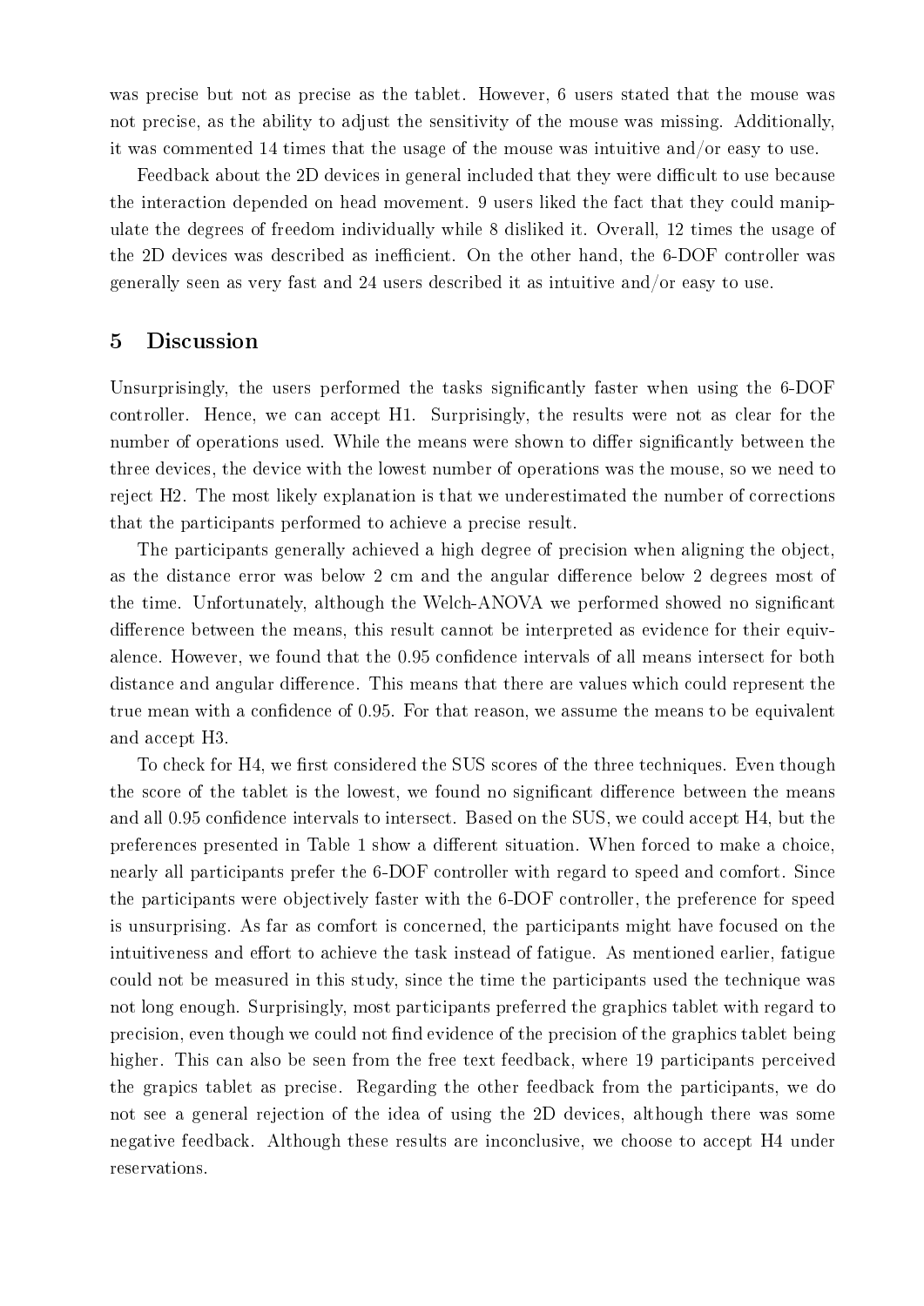was precise but not as precise as the tablet. However, 6 users stated that the mouse was not precise, as the ability to adjust the sensitivity of the mouse was missing. Additionally, it was commented 14 times that the usage of the mouse was intuitive and/or easy to use.

Feedback about the 2D devices in general included that they were difficult to use because the interaction depended on head movement. 9 users liked the fact that they could manipulate the degrees of freedom individually while 8 disliked it. Overall, 12 times the usage of the 2D devices was described as inefficient. On the other hand, the 6-DOF controller was generally seen as very fast and 24 users described it as intuitive and/or easy to use.

## 5 Discussion

Unsurprisingly, the users performed the tasks significantly faster when using the 6-DOF controller. Hence, we can accept H1. Surprisingly, the results were not as clear for the number of operations used. While the means were shown to differ significantly between the three devices, the device with the lowest number of operations was the mouse, so we need to reject H2. The most likely explanation is that we underestimated the number of corrections that the participants performed to achieve a precise result.

The participants generally achieved a high degree of precision when aligning the object, as the distance error was below 2 cm and the angular difference below 2 degrees most of the time. Unfortunately, although the Welch-ANOVA we performed showed no significant difference between the means, this result cannot be interpreted as evidence for their equivalence. However, we found that the 0.95 confidence intervals of all means intersect for both distance and angular difference. This means that there are values which could represent the true mean with a confidence of 0.95. For that reason, we assume the means to be equivalent and accept H3.

To check for H4, we first considered the SUS scores of the three techniques. Even though the score of the tablet is the lowest, we found no significant difference between the means and all 0.95 confidence intervals to intersect. Based on the SUS, we could accept H4, but the preferences presented in Table 1 show a different situation. When forced to make a choice, nearly all participants prefer the 6-DOF controller with regard to speed and comfort. Since the participants were objectively faster with the 6-DOF controller, the preference for speed is unsurprising. As far as comfort is concerned, the participants might have focused on the intuitiveness and effort to achieve the task instead of fatigue. As mentioned earlier, fatigue could not be measured in this study, since the time the participants used the technique was not long enough. Surprisingly, most participants preferred the graphics tablet with regard to precision, even though we could not find evidence of the precision of the graphics tablet being higher. This can also be seen from the free text feedback, where 19 participants perceived the grapics tablet as precise. Regarding the other feedback from the participants, we do not see a general rejection of the idea of using the 2D devices, although there was some negative feedback. Although these results are inconclusive, we choose to accept H4 under reservations.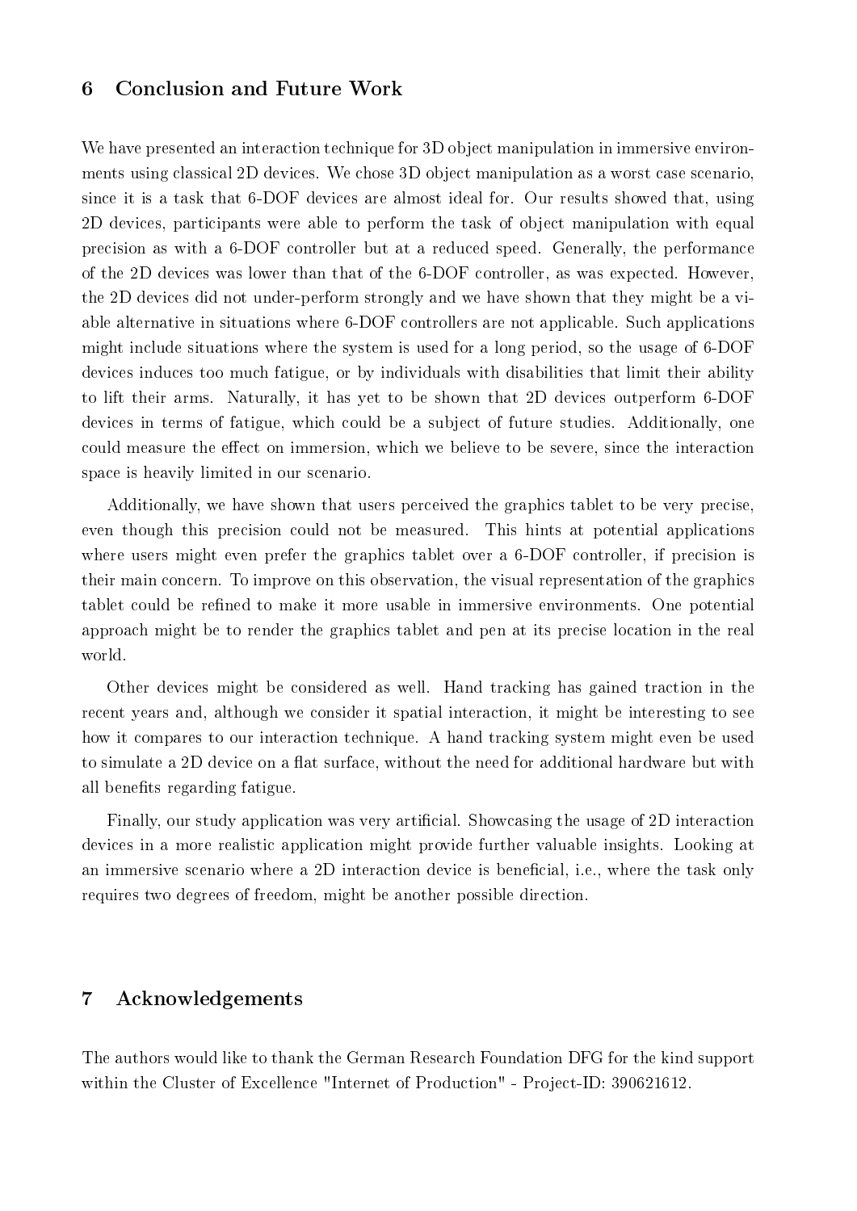## 6 Conclusion and Future Work

We have presented an interaction technique for 3D object manipulation in immersive environments using classical 2D devices. We chose 3D object manipulation as a worst case scenario, since it is a task that 6-DOF devices are almost ideal for. Our results showed that, using 2D devices, participants were able to perform the task of object manipulation with equal precision as with a 6-DOF controller but at a reduced speed. Generally, the performance of the 2D devices was lower than that of the 6-DOF controller, as was expected. However, the 2D devices did not under-perform strongly and we have shown that they might be a viable alternative in situations where 6-DOF controllers are not applicable. Such applications might include situations where the system is used for a long period, so the usage of 6-DOF devices induces too much fatigue, or by individuals with disabilities that limit their ability to lift their arms. Naturally, it has yet to be shown that 2D devices outperform 6-DOF devices in terms of fatigue, which could be a subject of future studies. Additionally, one could measure the effect on immersion, which we believe to be severe, since the interaction space is heavily limited in our scenario.

Additionally, we have shown that users perceived the graphics tablet to be very precise, even though this precision could not be measured. This hints at potential applications where users might even prefer the graphics tablet over a 6-DOF controller, if precision is their main concern. To improve on this observation, the visual representation of the graphics tablet could be refined to make it more usable in immersive environments. One potential approach might be to render the graphics tablet and pen at its precise location in the real world.

Other devices might be considered as well. Hand tracking has gained traction in the recent years and, although we consider it spatial interaction, it might be interesting to see how it compares to our interaction technique. A hand tracking system might even be used to simulate a 2D device on a flat surface, without the need for additional hardware but with all benefits regarding fatigue.

Finally, our study application was very artificial. Showcasing the usage of 2D interaction devices in a more realistic application might provide further valuable insights. Looking at an immersive scenario where a 2D interaction device is beneficial, i.e., where the task only requires two degrees of freedom, might be another possible direction.

## 7 Acknowledgements

The authors would like to thank the German Research Foundation DFG for the kind support within the Cluster of Excellence "Internet of Production" - Project-ID: 390621612.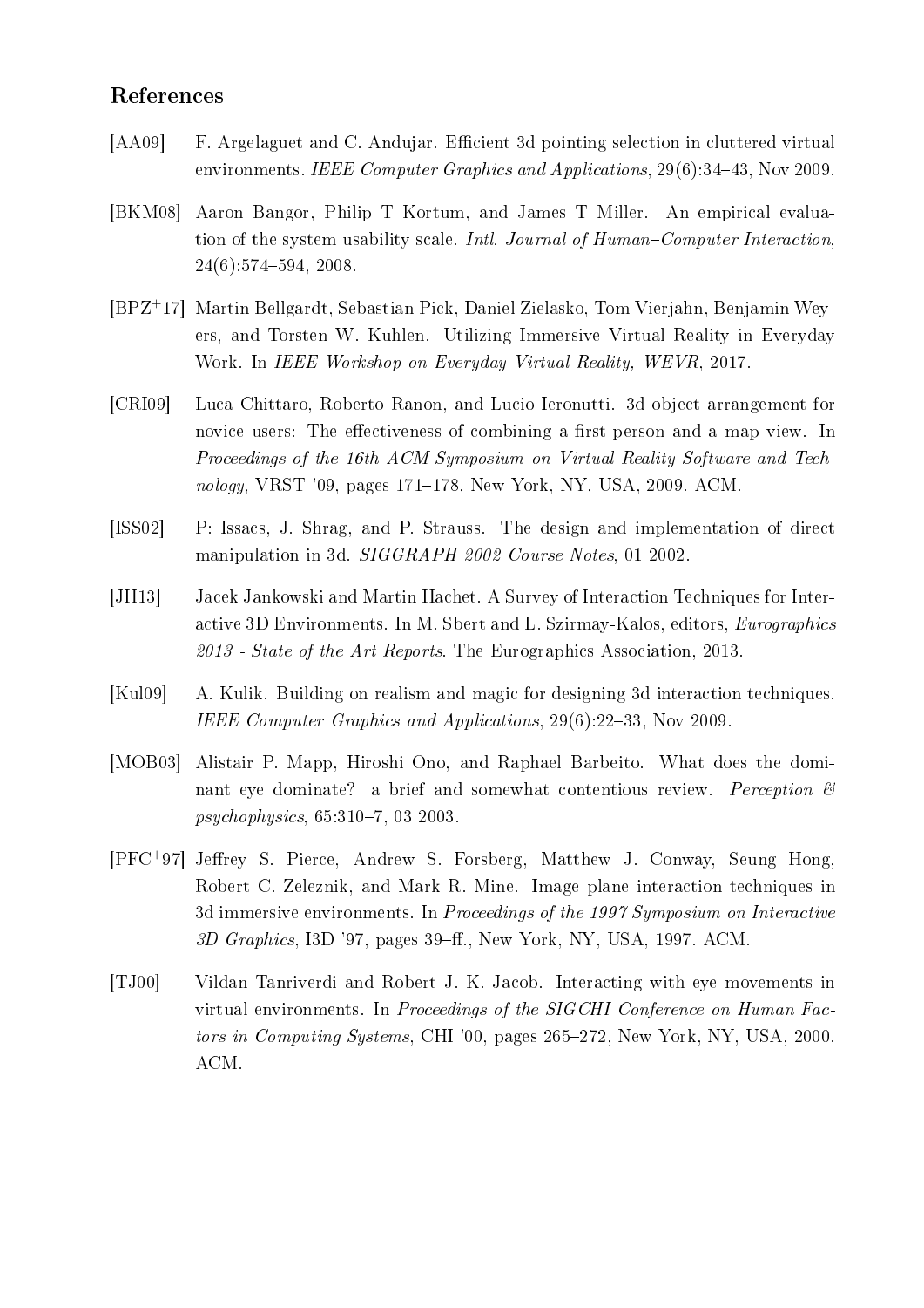## References

[AA09] F. Argelaguet and C. Andujar. Efficient 3d pointing selection in cluttered virtual environments. *IEEE Computer Graphics and Applications*, 29(6):34–43, Nov 2009.

[BKM08] Aaron Bangor, Philip T Kortum, and James T Miller. An empirical evaluation of the system usability scale. *Intl. Journal of Human–Computer Interaction*, 24(6):574–594, 2008.

[BPZ+17] Martin Bellgardt, Sebastian Pick, Daniel Zielasko, Tom Vierjahn, Benjamin Weyers, and Torsten W. Kuhlen. Utilizing Immersive Virtual Reality in Everyday Work. In *IEEE Workshop on Everyday Virtual Reality, WEVR*, 2017.

[CRI09] Luca Chittaro, Roberto Ranon, and Lucio Ieronutti. 3d object arrangement for novice users: The effectiveness of combining a first-person and a map view. In *Proceedings of the 16th ACM Symposium on Virtual Reality Software and Technology*, VRST '09, pages 171–178, New York, NY, USA, 2009. ACM.

[ISS02] P: Issacs, J. Shrag, and P. Strauss. The design and implementation of direct manipulation in 3d. *SIGGRAPH 2002 Course Notes*, 01 2002.

[JH13] Jacek Jankowski and Martin Hachet. A Survey of Interaction Techniques for Interactive 3D Environments. In M. Sbert and L. Szirmay-Kalos, editors, *Eurographics 2013 - State of the Art Reports*. The Eurographics Association, 2013.

[Kul09] A. Kulik. Building on realism and magic for designing 3d interaction techniques. *IEEE Computer Graphics and Applications*, 29(6):22–33, Nov 2009.

[MOB03] Alistair P. Mapp, Hiroshi Ono, and Raphael Barbeito. What does the dominant eye dominate? a brief and somewhat contentious review. *Perception & psychophysics*, 65:310–7, 03 2003.

[PFC+97] Jeffrey S. Pierce, Andrew S. Forsberg, Matthew J. Conway, Seung Hong, Robert C. Zeleznik, and Mark R. Mine. Image plane interaction techniques in 3d immersive environments. In *Proceedings of the 1997 Symposium on Interactive 3D Graphics*, I3D '97, pages 39–ff., New York, NY, USA, 1997. ACM.

[TJ00] Vildan Tanriverdi and Robert J. K. Jacob. Interacting with eye movements in virtual environments. In *Proceedings of the SIGCHI Conference on Human Factors in Computing Systems*, CHI '00, pages 265–272, New York, NY, USA, 2000. ACM.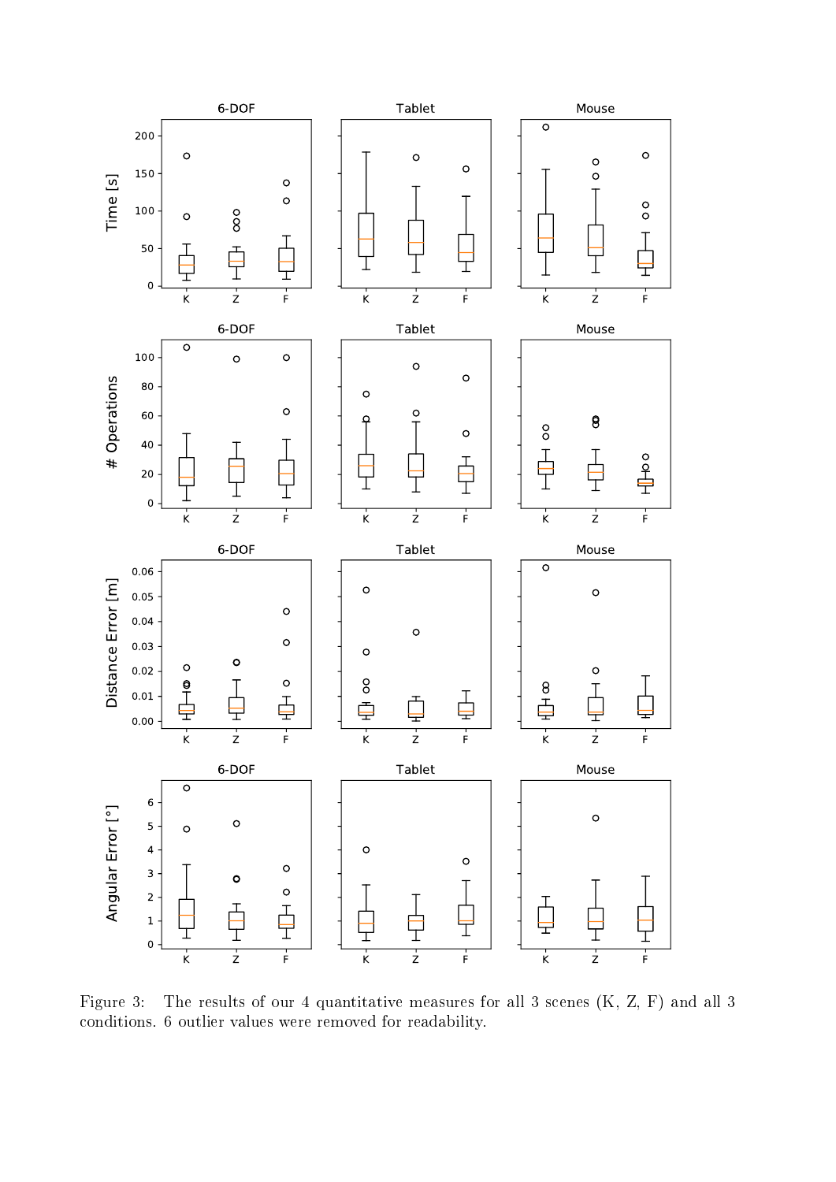6-DOF

Tablet

Mouse

Time [s]

200
150
100
50
0

K Z F

# Operations

100
80
60
40
20
0

Distance Error [m]

0.06
0.05
0.04
0.03
0.02
0.01
0.00

Angular Error [°]

6
5
4
3
2
1
0

Figure 3: The results of our 4 quantitative measures for all 3 scenes (K, Z, F) and all 3 conditions. 6 outlier values were removed for readability.